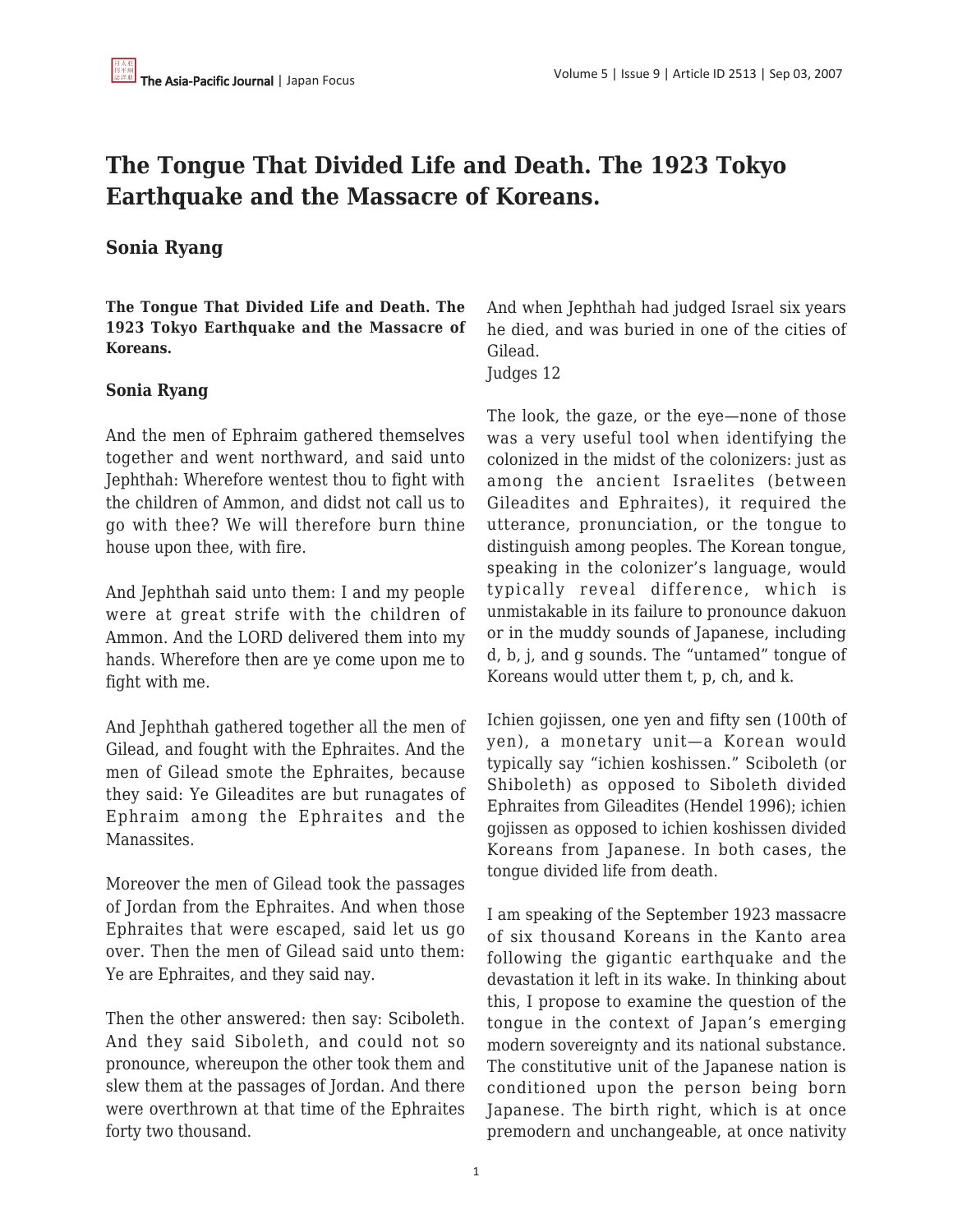# The Tongue That Divided Life and Death. The 1923 Tokyo Earthquake and the Massacre of Koreans.

## Sonia Ryang

**The Tongue That Divided Life and Death. The 1923 Tokyo Earthquake and the Massacre of Koreans.**

**Sonia Ryang**

And the men of Ephraim gathered themselves together and went northward, and said unto Jephthah: Wherefore wentest thou to fight with the children of Ammon, and didst not call us to go with thee? We will therefore burn thine house upon thee, with fire.

And Jephthah said unto them: I and my people were at great strife with the children of Ammon. And the LORD delivered them into my hands. Wherefore then are ye come upon me to fight with me.

And Jephthah gathered together all the men of Gilead, and fought with the Ephraites. And the men of Gilead smote the Ephraites, because they said: Ye Gileadites are but runagates of Ephraim among the Ephraites and the Manassites.

Moreover the men of Gilead took the passages of Jordan from the Ephraites. And when those Ephraites that were escaped, said let us go over. Then the men of Gilead said unto them: Ye are Ephraites, and they said nay.

Then the other answered: then say: Sciboleth. And they said Siboleth, and could not so pronounce, whereupon the other took them and slew them at the passages of Jordan. And there were overthrown at that time of the Ephraites forty two thousand.

And when Jephthah had judged Israel six years he died, and was buried in one of the cities of Gilead.
Judges 12

The look, the gaze, or the eye—none of those was a very useful tool when identifying the colonized in the midst of the colonizers: just as among the ancient Israelites (between Gileadites and Ephraites), it required the utterance, pronunciation, or the tongue to distinguish among peoples. The Korean tongue, speaking in the colonizer's language, would typically reveal difference, which is unmistakable in its failure to pronounce dakuon or in the muddy sounds of Japanese, including d, b, j, and g sounds. The "untamed" tongue of Koreans would utter them t, p, ch, and k.

Ichien gojissen, one yen and fifty sen (100th of yen), a monetary unit—a Korean would typically say "ichien koshissen." Sciboleth (or Shiboleth) as opposed to Siboleth divided Ephraites from Gileadites (Hendel 1996); ichien gojissen as opposed to ichien koshissen divided Koreans from Japanese. In both cases, the tongue divided life from death.

I am speaking of the September 1923 massacre of six thousand Koreans in the Kanto area following the gigantic earthquake and the devastation it left in its wake. In thinking about this, I propose to examine the question of the tongue in the context of Japan's emerging modern sovereignty and its national substance. The constitutive unit of the Japanese nation is conditioned upon the person being born Japanese. The birth right, which is at once premodern and unchangeable, at once nativity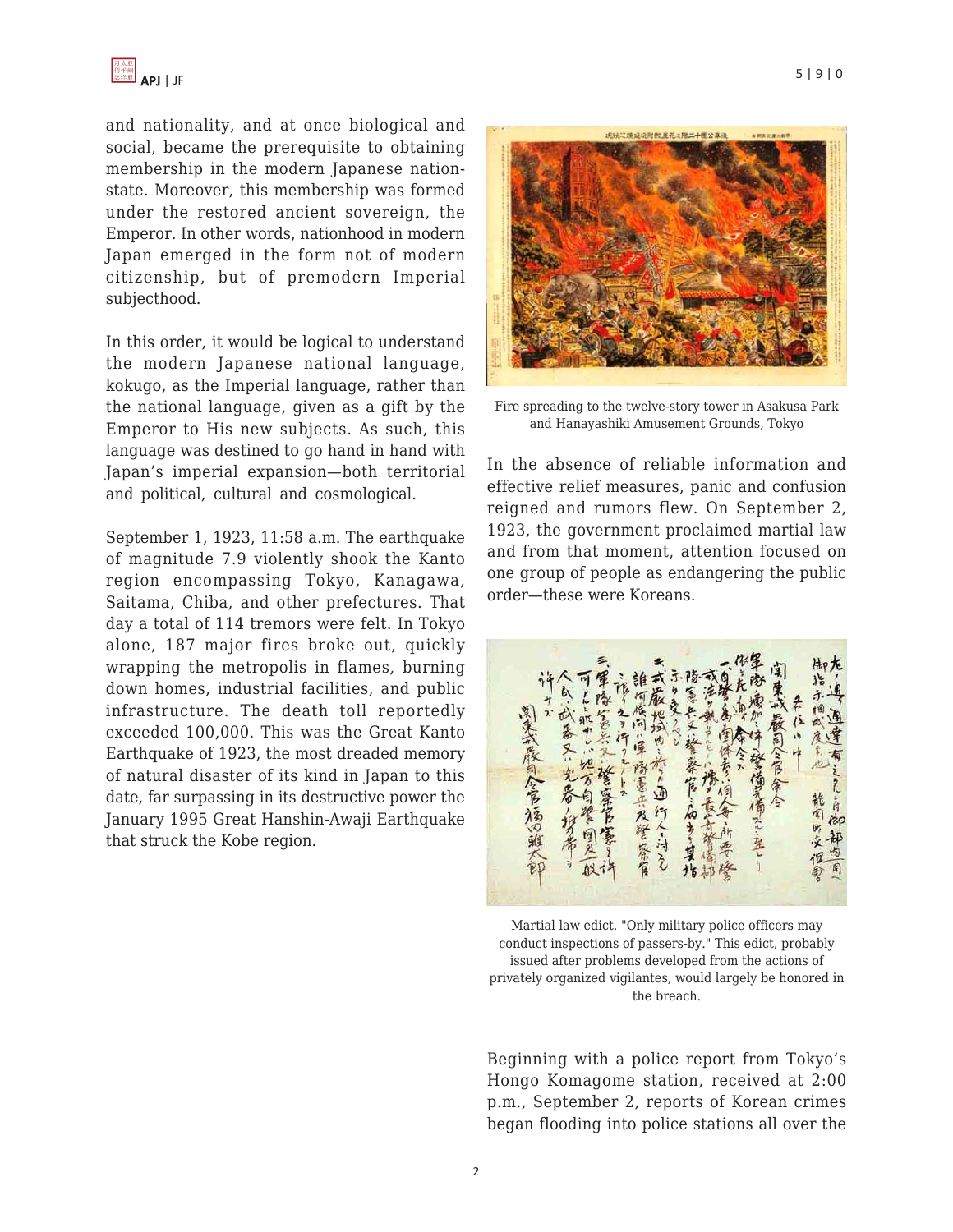and nationality, and at once biological and social, became the prerequisite to obtaining membership in the modern Japanese nation-state. Moreover, this membership was formed under the restored ancient sovereign, the Emperor. In other words, nationhood in modern Japan emerged in the form not of modern citizenship, but of premodern Imperial subjecthood.

In this order, it would be logical to understand the modern Japanese national language, kokugo, as the Imperial language, rather than the national language, given as a gift by the Emperor to His new subjects. As such, this language was destined to go hand in hand with Japan's imperial expansion—both territorial and political, cultural and cosmological.

September 1, 1923, 11:58 a.m. The earthquake of magnitude 7.9 violently shook the Kanto region encompassing Tokyo, Kanagawa, Saitama, Chiba, and other prefectures. That day a total of 114 tremors were felt. In Tokyo alone, 187 major fires broke out, quickly wrapping the metropolis in flames, burning down homes, industrial facilities, and public infrastructure. The death toll reportedly exceeded 100,000. This was the Great Kanto Earthquake of 1923, the most dreaded memory of natural disaster of its kind in Japan to this date, far surpassing in its destructive power the January 1995 Great Hanshin-Awaji Earthquake that struck the Kobe region.

Fire spreading to the twelve-story tower in Asakusa Park and Hanayashiki Amusement Grounds, Tokyo

In the absence of reliable information and effective relief measures, panic and confusion reigned and rumors flew. On September 2, 1923, the government proclaimed martial law and from that moment, attention focused on one group of people as endangering the public order—these were Koreans.

Martial law edict. "Only military police officers may conduct inspections of passers-by." This edict, probably issued after problems developed from the actions of privately organized vigilantes, would largely be honored in the breach.

Beginning with a police report from Tokyo's Hongo Komagome station, received at 2:00 p.m., September 2, reports of Korean crimes began flooding into police stations all over the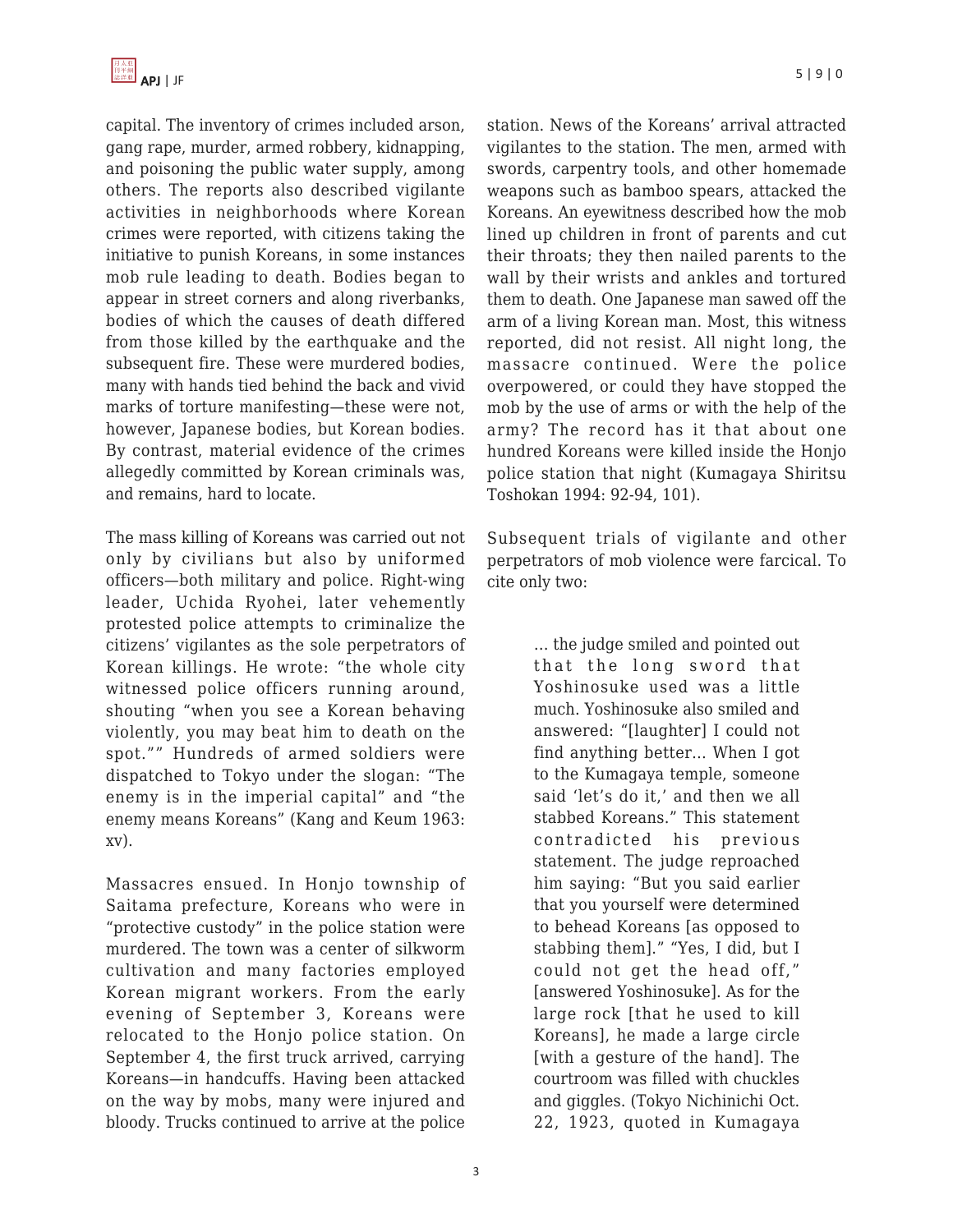capital. The inventory of crimes included arson, gang rape, murder, armed robbery, kidnapping, and poisoning the public water supply, among others. The reports also described vigilante activities in neighborhoods where Korean crimes were reported, with citizens taking the initiative to punish Koreans, in some instances mob rule leading to death. Bodies began to appear in street corners and along riverbanks, bodies of which the causes of death differed from those killed by the earthquake and the subsequent fire. These were murdered bodies, many with hands tied behind the back and vivid marks of torture manifesting—these were not, however, Japanese bodies, but Korean bodies. By contrast, material evidence of the crimes allegedly committed by Korean criminals was, and remains, hard to locate.

The mass killing of Koreans was carried out not only by civilians but also by uniformed officers—both military and police. Right-wing leader, Uchida Ryohei, later vehemently protested police attempts to criminalize the citizens' vigilantes as the sole perpetrators of Korean killings. He wrote: "the whole city witnessed police officers running around, shouting "when you see a Korean behaving violently, you may beat him to death on the spot."" Hundreds of armed soldiers were dispatched to Tokyo under the slogan: "The enemy is in the imperial capital" and "the enemy means Koreans" (Kang and Keum 1963: xv).

Massacres ensued. In Honjo township of Saitama prefecture, Koreans who were in "protective custody" in the police station were murdered. The town was a center of silkworm cultivation and many factories employed Korean migrant workers. From the early evening of September 3, Koreans were relocated to the Honjo police station. On September 4, the first truck arrived, carrying Koreans—in handcuffs. Having been attacked on the way by mobs, many were injured and bloody. Trucks continued to arrive at the police station. News of the Koreans' arrival attracted vigilantes to the station. The men, armed with swords, carpentry tools, and other homemade weapons such as bamboo spears, attacked the Koreans. An eyewitness described how the mob lined up children in front of parents and cut their throats; they then nailed parents to the wall by their wrists and ankles and tortured them to death. One Japanese man sawed off the arm of a living Korean man. Most, this witness reported, did not resist. All night long, the massacre continued. Were the police overpowered, or could they have stopped the mob by the use of arms or with the help of the army? The record has it that about one hundred Koreans were killed inside the Honjo police station that night (Kumagaya Shiritsu Toshokan 1994: 92-94, 101).

Subsequent trials of vigilante and other perpetrators of mob violence were farcical. To cite only two:

> ... the judge smiled and pointed out that the long sword that Yoshinosuke used was a little much. Yoshinosuke also smiled and answered: "[laughter] I could not find anything better... When I got to the Kumagaya temple, someone said 'let's do it,' and then we all stabbed Koreans." This statement contradicted his previous statement. The judge reproached him saying: "But you said earlier that you yourself were determined to behead Koreans [as opposed to stabbing them]." "Yes, I did, but I could not get the head off," [answered Yoshinosuke]. As for the large rock [that he used to kill Koreans], he made a large circle [with a gesture of the hand]. The courtroom was filled with chuckles and giggles. (Tokyo Nichinichi Oct. 22, 1923, quoted in Kumagaya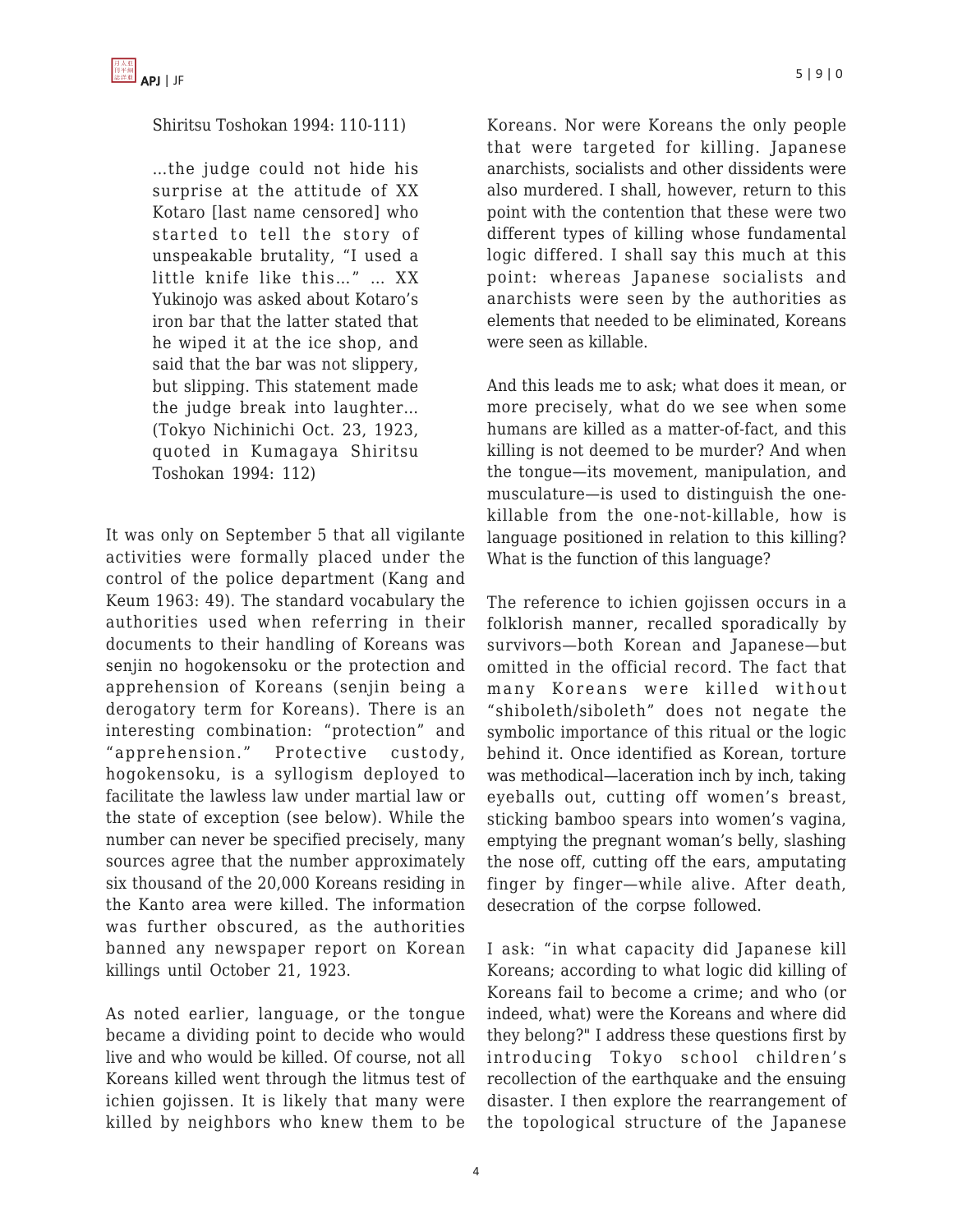Shiritsu Toshokan 1994: 110-111)

> ...the judge could not hide his surprise at the attitude of XX Kotaro [last name censored] who started to tell the story of unspeakable brutality, "I used a little knife like this..." ... XX Yukinojo was asked about Kotaro's iron bar that the latter stated that he wiped it at the ice shop, and said that the bar was not slippery, but slipping. This statement made the judge break into laughter... (Tokyo Nichinichi Oct. 23, 1923, quoted in Kumagaya Shiritsu Toshokan 1994: 112)

It was only on September 5 that all vigilante activities were formally placed under the control of the police department (Kang and Keum 1963: 49). The standard vocabulary the authorities used when referring in their documents to their handling of Koreans was senjin no hogokensoku or the protection and apprehension of Koreans (senjin being a derogatory term for Koreans). There is an interesting combination: "protection" and "apprehension." Protective custody, hogokensoku, is a syllogism deployed to facilitate the lawless law under martial law or the state of exception (see below). While the number can never be specified precisely, many sources agree that the number approximately six thousand of the 20,000 Koreans residing in the Kanto area were killed. The information was further obscured, as the authorities banned any newspaper report on Korean killings until October 21, 1923.

As noted earlier, language, or the tongue became a dividing point to decide who would live and who would be killed. Of course, not all Koreans killed went through the litmus test of ichien gojissen. It is likely that many were killed by neighbors who knew them to be Koreans. Nor were Koreans the only people that were targeted for killing. Japanese anarchists, socialists and other dissidents were also murdered. I shall, however, return to this point with the contention that these were two different types of killing whose fundamental logic differed. I shall say this much at this point: whereas Japanese socialists and anarchists were seen by the authorities as elements that needed to be eliminated, Koreans were seen as killable.

And this leads me to ask; what does it mean, or more precisely, what do we see when some humans are killed as a matter-of-fact, and this killing is not deemed to be murder? And when the tongue—its movement, manipulation, and musculature—is used to distinguish the one-killable from the one-not-killable, how is language positioned in relation to this killing? What is the function of this language?

The reference to ichien gojissen occurs in a folklorish manner, recalled sporadically by survivors—both Korean and Japanese—but omitted in the official record. The fact that many Koreans were killed without "shiboleth/siboleth" does not negate the symbolic importance of this ritual or the logic behind it. Once identified as Korean, torture was methodical—laceration inch by inch, taking eyeballs out, cutting off women's breast, sticking bamboo spears into women's vagina, emptying the pregnant woman's belly, slashing the nose off, cutting off the ears, amputating finger by finger—while alive. After death, desecration of the corpse followed.

I ask: "in what capacity did Japanese kill Koreans; according to what logic did killing of Koreans fail to become a crime; and who (or indeed, what) were the Koreans and where did they belong?" I address these questions first by introducing Tokyo school children's recollection of the earthquake and the ensuing disaster. I then explore the rearrangement of the topological structure of the Japanese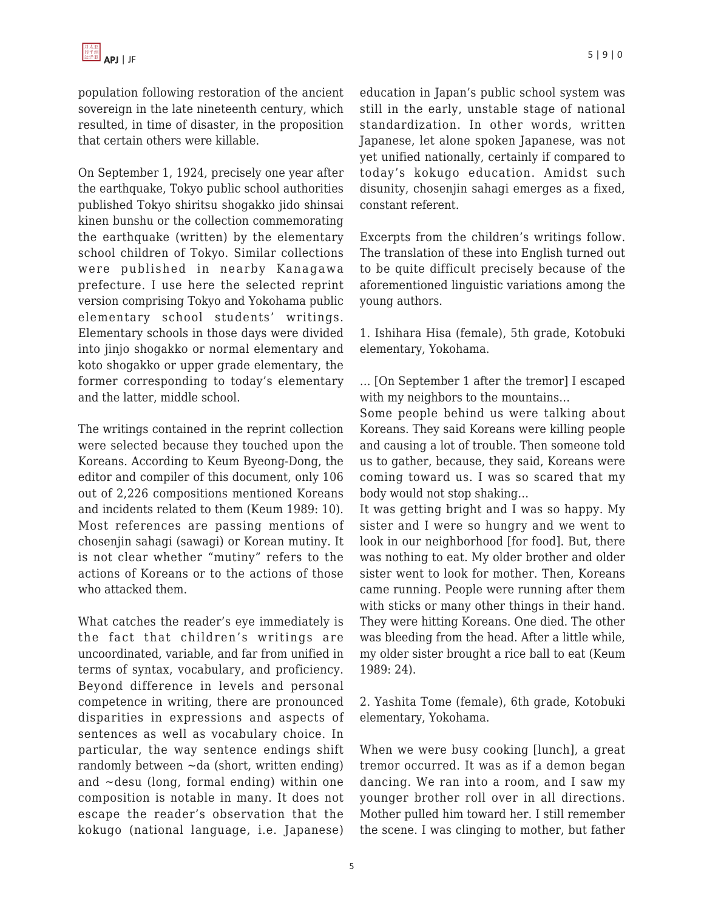population following restoration of the ancient sovereign in the late nineteenth century, which resulted, in time of disaster, in the proposition that certain others were killable.

On September 1, 1924, precisely one year after the earthquake, Tokyo public school authorities published Tokyo shiritsu shogakko jido shinsai kinen bunshu or the collection commemorating the earthquake (written) by the elementary school children of Tokyo. Similar collections were published in nearby Kanagawa prefecture. I use here the selected reprint version comprising Tokyo and Yokohama public elementary school students' writings. Elementary schools in those days were divided into jinjo shogakko or normal elementary and koto shogakko or upper grade elementary, the former corresponding to today's elementary and the latter, middle school.

The writings contained in the reprint collection were selected because they touched upon the Koreans. According to Keum Byeong-Dong, the editor and compiler of this document, only 106 out of 2,226 compositions mentioned Koreans and incidents related to them (Keum 1989: 10). Most references are passing mentions of chosenjin sahagi (sawagi) or Korean mutiny. It is not clear whether "mutiny" refers to the actions of Koreans or to the actions of those who attacked them.

What catches the reader's eye immediately is the fact that children's writings are uncoordinated, variable, and far from unified in terms of syntax, vocabulary, and proficiency. Beyond difference in levels and personal competence in writing, there are pronounced disparities in expressions and aspects of sentences as well as vocabulary choice. In particular, the way sentence endings shift randomly between ~da (short, written ending) and ~desu (long, formal ending) within one composition is notable in many. It does not escape the reader's observation that the kokugo (national language, i.e. Japanese) education in Japan's public school system was still in the early, unstable stage of national standardization. In other words, written Japanese, let alone spoken Japanese, was not yet unified nationally, certainly if compared to today's kokugo education. Amidst such disunity, chosenjin sahagi emerges as a fixed, constant referent.

Excerpts from the children's writings follow. The translation of these into English turned out to be quite difficult precisely because of the aforementioned linguistic variations among the young authors.

1. Ishihara Hisa (female), 5th grade, Kotobuki elementary, Yokohama.

... [On September 1 after the tremor] I escaped with my neighbors to the mountains...
Some people behind us were talking about Koreans. They said Koreans were killing people and causing a lot of trouble. Then someone told us to gather, because, they said, Koreans were coming toward us. I was so scared that my body would not stop shaking...
It was getting bright and I was so happy. My sister and I were so hungry and we went to look in our neighborhood [for food]. But, there was nothing to eat. My older brother and older sister went to look for mother. Then, Koreans came running. People were running after them with sticks or many other things in their hand. They were hitting Koreans. One died. The other was bleeding from the head. After a little while, my older sister brought a rice ball to eat (Keum 1989: 24).

2. Yashita Tome (female), 6th grade, Kotobuki elementary, Yokohama.

When we were busy cooking [lunch], a great tremor occurred. It was as if a demon began dancing. We ran into a room, and I saw my younger brother roll over in all directions. Mother pulled him toward her. I still remember the scene. I was clinging to mother, but father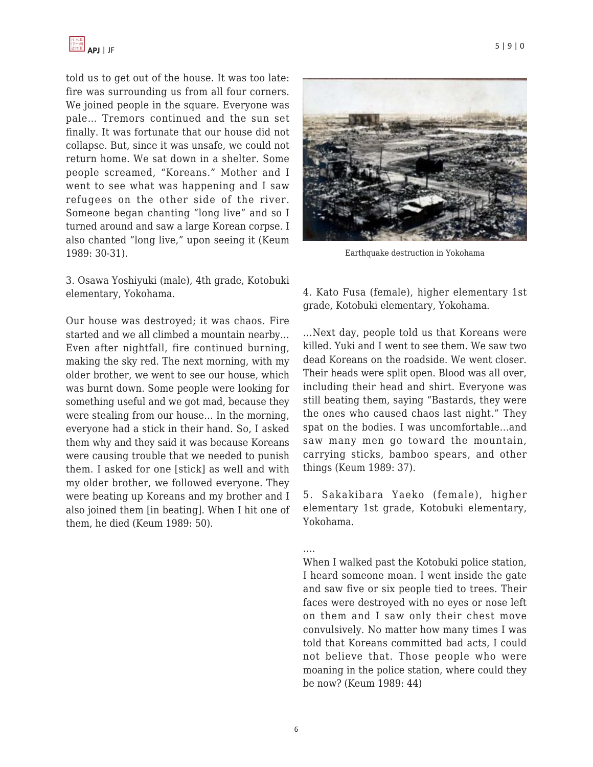told us to get out of the house. It was too late: fire was surrounding us from all four corners. We joined people in the square. Everyone was pale… Tremors continued and the sun set finally. It was fortunate that our house did not collapse. But, since it was unsafe, we could not return home. We sat down in a shelter. Some people screamed, "Koreans." Mother and I went to see what was happening and I saw refugees on the other side of the river. Someone began chanting "long live" and so I turned around and saw a large Korean corpse. I also chanted "long live," upon seeing it (Keum 1989: 30-31).

3. Osawa Yoshiyuki (male), 4th grade, Kotobuki elementary, Yokohama.

Our house was destroyed; it was chaos. Fire started and we all climbed a mountain nearby… Even after nightfall, fire continued burning, making the sky red. The next morning, with my older brother, we went to see our house, which was burnt down. Some people were looking for something useful and we got mad, because they were stealing from our house… In the morning, everyone had a stick in their hand. So, I asked them why and they said it was because Koreans were causing trouble that we needed to punish them. I asked for one [stick] as well and with my older brother, we followed everyone. They were beating up Koreans and my brother and I also joined them [in beating]. When I hit one of them, he died (Keum 1989: 50).

Earthquake destruction in Yokohama

4. Kato Fusa (female), higher elementary 1st grade, Kotobuki elementary, Yokohama.

…Next day, people told us that Koreans were killed. Yuki and I went to see them. We saw two dead Koreans on the roadside. We went closer. Their heads were split open. Blood was all over, including their head and shirt. Everyone was still beating them, saying "Bastards, they were the ones who caused chaos last night." They spat on the bodies. I was uncomfortable…and saw many men go toward the mountain, carrying sticks, bamboo spears, and other things (Keum 1989: 37).

5. Sakakibara Yaeko (female), higher elementary 1st grade, Kotobuki elementary, Yokohama.

….

When I walked past the Kotobuki police station, I heard someone moan. I went inside the gate and saw five or six people tied to trees. Their faces were destroyed with no eyes or nose left on them and I saw only their chest move convulsively. No matter how many times I was told that Koreans committed bad acts, I could not believe that. Those people who were moaning in the police station, where could they be now? (Keum 1989: 44)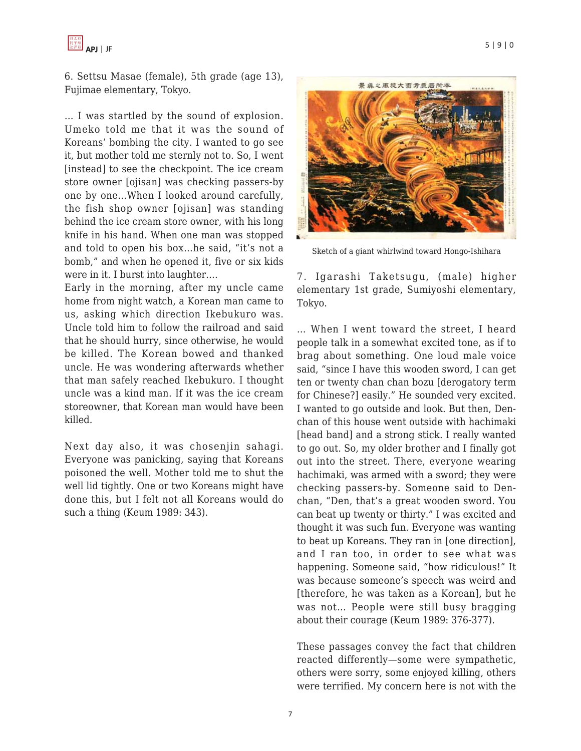6. Settsu Masae (female), 5th grade (age 13), Fujimae elementary, Tokyo.

... I was startled by the sound of explosion. Umeko told me that it was the sound of Koreans' bombing the city. I wanted to go see it, but mother told me sternly not to. So, I went [instead] to see the checkpoint. The ice cream store owner [ojisan] was checking passers-by one by one...When I looked around carefully, the fish shop owner [ojisan] was standing behind the ice cream store owner, with his long knife in his hand. When one man was stopped and told to open his box...he said, "it's not a bomb," and when he opened it, five or six kids were in it. I burst into laughter....
Early in the morning, after my uncle came home from night watch, a Korean man came to us, asking which direction Ikebukuro was. Uncle told him to follow the railroad and said that he should hurry, since otherwise, he would be killed. The Korean bowed and thanked uncle. He was wondering afterwards whether that man safely reached Ikebukuro. I thought uncle was a kind man. If it was the ice cream storeowner, that Korean man would have been killed.

Next day also, it was chosenjin sahagi. Everyone was panicking, saying that Koreans poisoned the well. Mother told me to shut the well lid tightly. One or two Koreans might have done this, but I felt not all Koreans would do such a thing (Keum 1989: 343).

Sketch of a giant whirlwind toward Hongo-Ishihara

7. Igarashi Taketsugu, (male) higher elementary 1st grade, Sumiyoshi elementary, Tokyo.

... When I went toward the street, I heard people talk in a somewhat excited tone, as if to brag about something. One loud male voice said, "since I have this wooden sword, I can get ten or twenty chan chan bozu [derogatory term for Chinese?] easily." He sounded very excited. I wanted to go outside and look. But then, Den-chan of this house went outside with hachimaki [head band] and a strong stick. I really wanted to go out. So, my older brother and I finally got out into the street. There, everyone wearing hachimaki, was armed with a sword; they were checking passers-by. Someone said to Den-chan, "Den, that's a great wooden sword. You can beat up twenty or thirty." I was excited and thought it was such fun. Everyone was wanting to beat up Koreans. They ran in [one direction], and I ran too, in order to see what was happening. Someone said, "how ridiculous!" It was because someone's speech was weird and [therefore, he was taken as a Korean], but he was not... People were still busy bragging about their courage (Keum 1989: 376-377).

These passages convey the fact that children reacted differently—some were sympathetic, others were sorry, some enjoyed killing, others were terrified. My concern here is not with the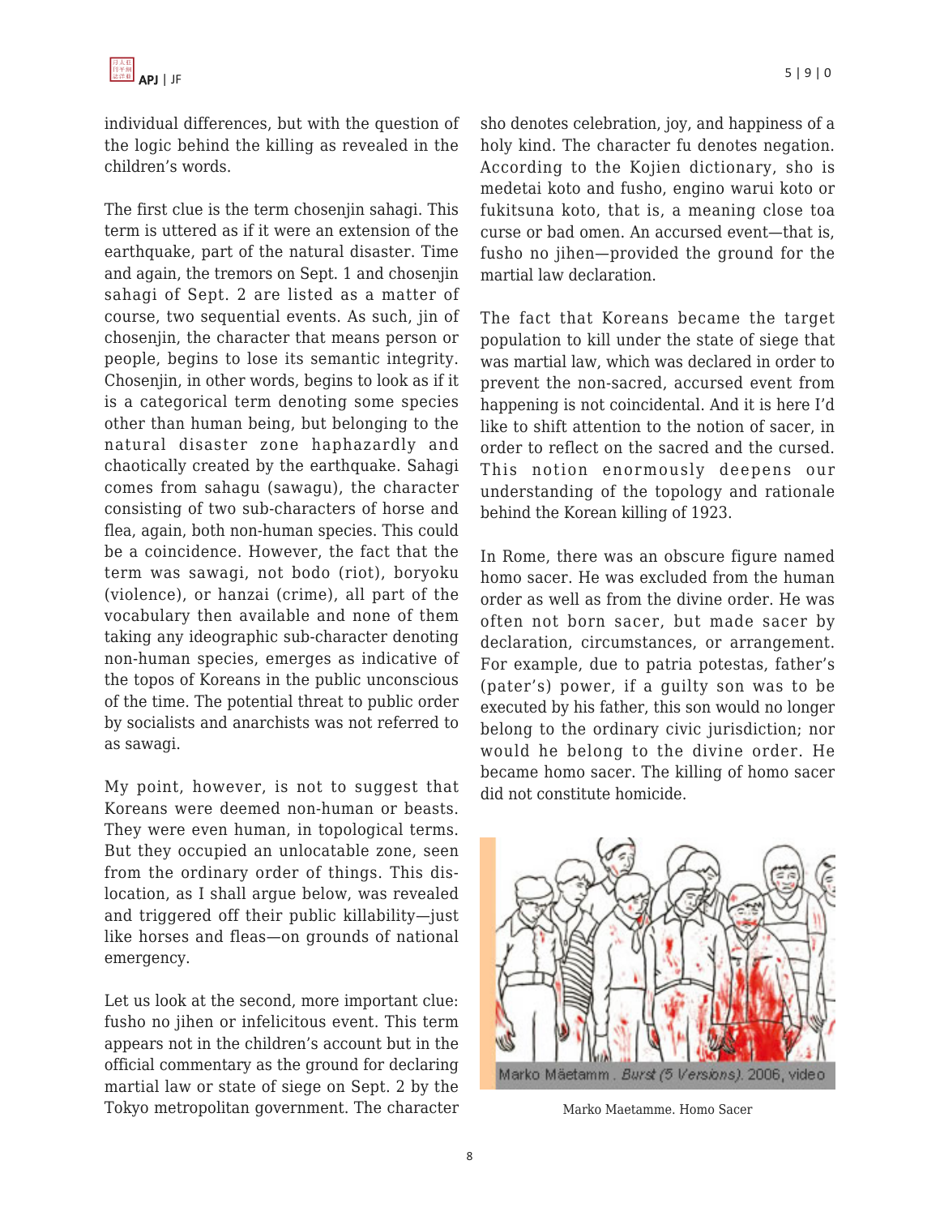individual differences, but with the question of the logic behind the killing as revealed in the children's words.

The first clue is the term chosenjin sahagi. This term is uttered as if it were an extension of the earthquake, part of the natural disaster. Time and again, the tremors on Sept. 1 and chosenjin sahagi of Sept. 2 are listed as a matter of course, two sequential events. As such, jin of chosenjin, the character that means person or people, begins to lose its semantic integrity. Chosenjin, in other words, begins to look as if it is a categorical term denoting some species other than human being, but belonging to the natural disaster zone haphazardly and chaotically created by the earthquake. Sahagi comes from sahagu (sawagu), the character consisting of two sub-characters of horse and flea, again, both non-human species. This could be a coincidence. However, the fact that the term was sawagi, not bodo (riot), boryoku (violence), or hanzai (crime), all part of the vocabulary then available and none of them taking any ideographic sub-character denoting non-human species, emerges as indicative of the topos of Koreans in the public unconscious of the time. The potential threat to public order by socialists and anarchists was not referred to as sawagi.

My point, however, is not to suggest that Koreans were deemed non-human or beasts. They were even human, in topological terms. But they occupied an unlocatable zone, seen from the ordinary order of things. This dis-location, as I shall argue below, was revealed and triggered off their public killability—just like horses and fleas—on grounds of national emergency.

Let us look at the second, more important clue: fusho no jihen or infelicitous event. This term appears not in the children's account but in the official commentary as the ground for declaring martial law or state of siege on Sept. 2 by the Tokyo metropolitan government. The character sho denotes celebration, joy, and happiness of a holy kind. The character fu denotes negation. According to the Kojien dictionary, sho is medetai koto and fusho, engino warui koto or fukitsuna koto, that is, a meaning close toa curse or bad omen. An accursed event—that is, fusho no jihen—provided the ground for the martial law declaration.

The fact that Koreans became the target population to kill under the state of siege that was martial law, which was declared in order to prevent the non-sacred, accursed event from happening is not coincidental. And it is here I'd like to shift attention to the notion of sacer, in order to reflect on the sacred and the cursed. This notion enormously deepens our understanding of the topology and rationale behind the Korean killing of 1923.

In Rome, there was an obscure figure named homo sacer. He was excluded from the human order as well as from the divine order. He was often not born sacer, but made sacer by declaration, circumstances, or arrangement. For example, due to patria potestas, father's (pater's) power, if a guilty son was to be executed by his father, this son would no longer belong to the ordinary civic jurisdiction; nor would he belong to the divine order. He became homo sacer. The killing of homo sacer did not constitute homicide.

Marko Mäetamm. *Burst (5 Versions)*. 2006, video

Marko Maetamme. Homo Sacer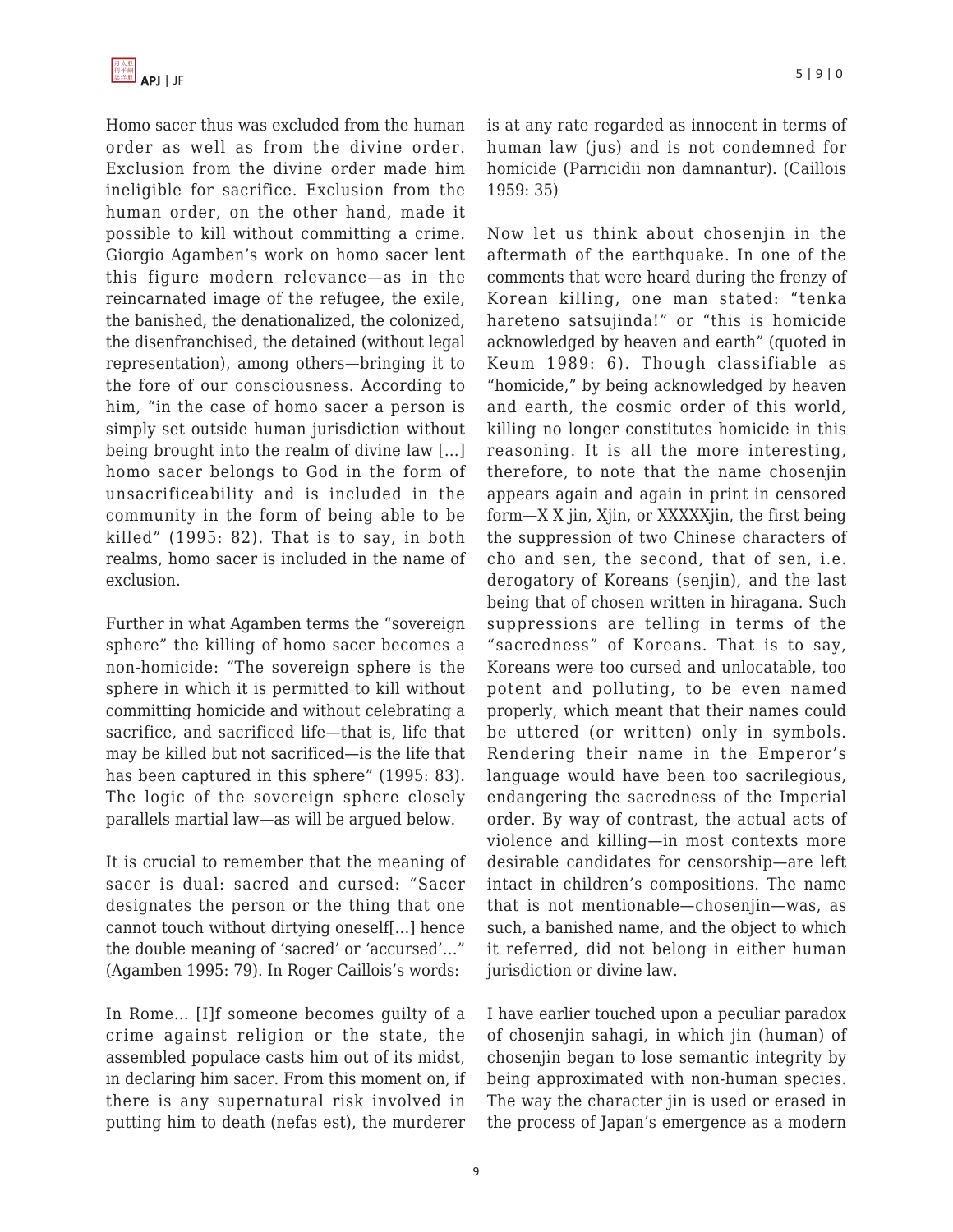Homo sacer thus was excluded from the human order as well as from the divine order. Exclusion from the divine order made him ineligible for sacrifice. Exclusion from the human order, on the other hand, made it possible to kill without committing a crime. Giorgio Agamben's work on homo sacer lent this figure modern relevance—as in the reincarnated image of the refugee, the exile, the banished, the denationalized, the colonized, the disenfranchised, the detained (without legal representation), among others—bringing it to the fore of our consciousness. According to him, "in the case of homo sacer a person is simply set outside human jurisdiction without being brought into the realm of divine law [...] homo sacer belongs to God in the form of unsacrificeability and is included in the community in the form of being able to be killed" (1995: 82). That is to say, in both realms, homo sacer is included in the name of exclusion.

Further in what Agamben terms the "sovereign sphere" the killing of homo sacer becomes a non-homicide: "The sovereign sphere is the sphere in which it is permitted to kill without committing homicide and without celebrating a sacrifice, and sacrificed life—that is, life that may be killed but not sacrificed—is the life that has been captured in this sphere" (1995: 83). The logic of the sovereign sphere closely parallels martial law—as will be argued below.

It is crucial to remember that the meaning of sacer is dual: sacred and cursed: "Sacer designates the person or the thing that one cannot touch without dirtying oneself[...] hence the double meaning of 'sacred' or 'accursed'..." (Agamben 1995: 79). In Roger Caillois's words:

In Rome... [I]f someone becomes guilty of a crime against religion or the state, the assembled populace casts him out of its midst, in declaring him sacer. From this moment on, if there is any supernatural risk involved in putting him to death (nefas est), the murderer is at any rate regarded as innocent in terms of human law (jus) and is not condemned for homicide (Parricidii non damnantur). (Caillois 1959: 35)

Now let us think about chosenjin in the aftermath of the earthquake. In one of the comments that were heard during the frenzy of Korean killing, one man stated: "tenka hareteno satsujinda!" or "this is homicide acknowledged by heaven and earth" (quoted in Keum 1989: 6). Though classifiable as "homicide," by being acknowledged by heaven and earth, the cosmic order of this world, killing no longer constitutes homicide in this reasoning. It is all the more interesting, therefore, to note that the name chosenjin appears again and again in print in censored form—X X jin, Xjin, or XXXXXjin, the first being the suppression of two Chinese characters of cho and sen, the second, that of sen, i.e. derogatory of Koreans (senjin), and the last being that of chosen written in hiragana. Such suppressions are telling in terms of the "sacredness" of Koreans. That is to say, Koreans were too cursed and unlocatable, too potent and polluting, to be even named properly, which meant that their names could be uttered (or written) only in symbols. Rendering their name in the Emperor's language would have been too sacrilegious, endangering the sacredness of the Imperial order. By way of contrast, the actual acts of violence and killing—in most contexts more desirable candidates for censorship—are left intact in children's compositions. The name that is not mentionable—chosenjin—was, as such, a banished name, and the object to which it referred, did not belong in either human jurisdiction or divine law.

I have earlier touched upon a peculiar paradox of chosenjin sahagi, in which jin (human) of chosenjin began to lose semantic integrity by being approximated with non-human species. The way the character jin is used or erased in the process of Japan's emergence as a modern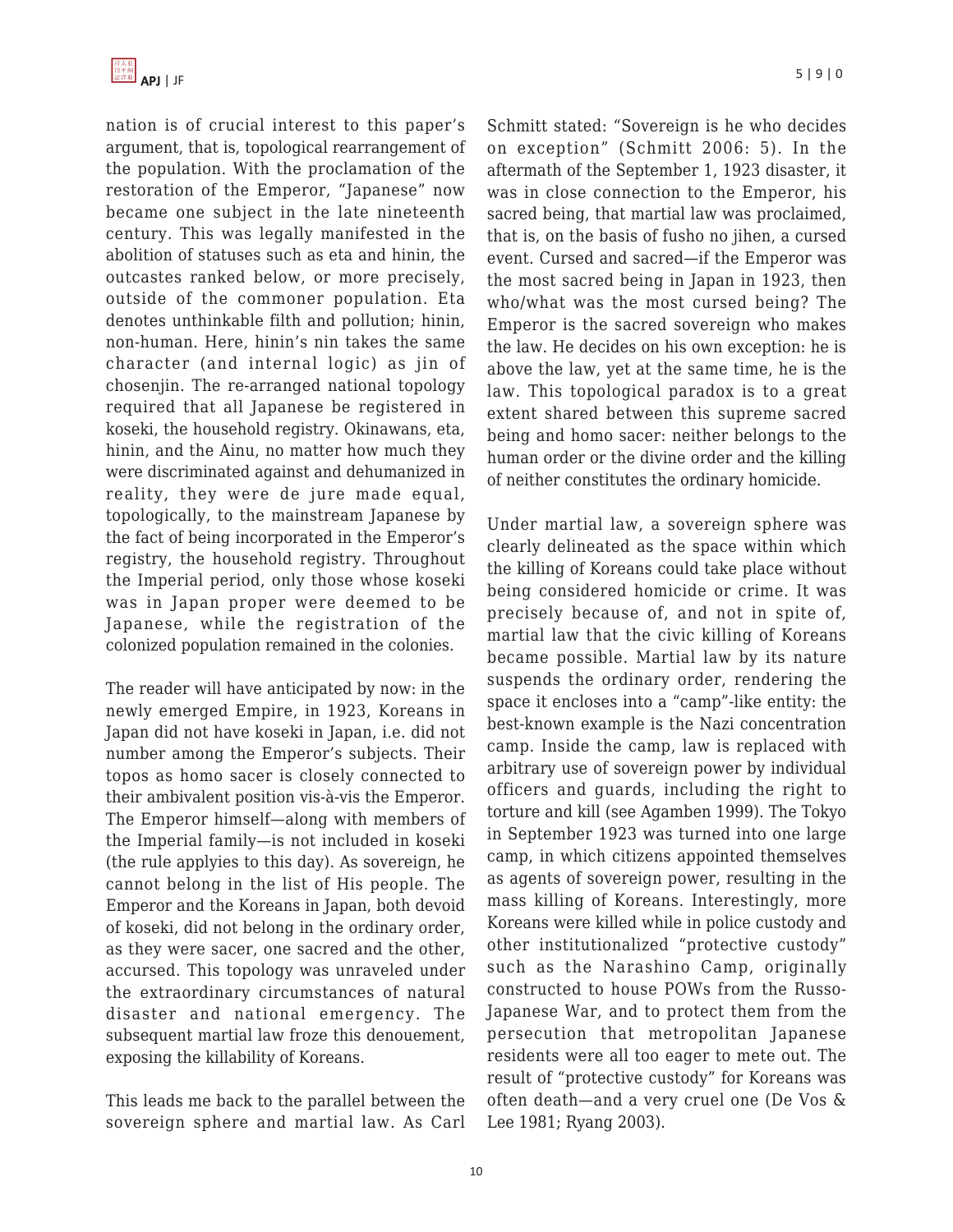nation is of crucial interest to this paper's argument, that is, topological rearrangement of the population. With the proclamation of the restoration of the Emperor, "Japanese" now became one subject in the late nineteenth century. This was legally manifested in the abolition of statuses such as eta and hinin, the outcastes ranked below, or more precisely, outside of the commoner population. Eta denotes unthinkable filth and pollution; hinin, non-human. Here, hinin's nin takes the same character (and internal logic) as jin of chosenjin. The re-arranged national topology required that all Japanese be registered in koseki, the household registry. Okinawans, eta, hinin, and the Ainu, no matter how much they were discriminated against and dehumanized in reality, they were de jure made equal, topologically, to the mainstream Japanese by the fact of being incorporated in the Emperor's registry, the household registry. Throughout the Imperial period, only those whose koseki was in Japan proper were deemed to be Japanese, while the registration of the colonized population remained in the colonies.

The reader will have anticipated by now: in the newly emerged Empire, in 1923, Koreans in Japan did not have koseki in Japan, i.e. did not number among the Emperor's subjects. Their topos as homo sacer is closely connected to their ambivalent position vis-à-vis the Emperor. The Emperor himself—along with members of the Imperial family—is not included in koseki (the rule applyies to this day). As sovereign, he cannot belong in the list of His people. The Emperor and the Koreans in Japan, both devoid of koseki, did not belong in the ordinary order, as they were sacer, one sacred and the other, accursed. This topology was unraveled under the extraordinary circumstances of natural disaster and national emergency. The subsequent martial law froze this denouement, exposing the killability of Koreans.

This leads me back to the parallel between the sovereign sphere and martial law. As Carl Schmitt stated: "Sovereign is he who decides on exception" (Schmitt 2006: 5). In the aftermath of the September 1, 1923 disaster, it was in close connection to the Emperor, his sacred being, that martial law was proclaimed, that is, on the basis of fusho no jihen, a cursed event. Cursed and sacred—if the Emperor was the most sacred being in Japan in 1923, then who/what was the most cursed being? The Emperor is the sacred sovereign who makes the law. He decides on his own exception: he is above the law, yet at the same time, he is the law. This topological paradox is to a great extent shared between this supreme sacred being and homo sacer: neither belongs to the human order or the divine order and the killing of neither constitutes the ordinary homicide.

Under martial law, a sovereign sphere was clearly delineated as the space within which the killing of Koreans could take place without being considered homicide or crime. It was precisely because of, and not in spite of, martial law that the civic killing of Koreans became possible. Martial law by its nature suspends the ordinary order, rendering the space it encloses into a "camp"-like entity: the best-known example is the Nazi concentration camp. Inside the camp, law is replaced with arbitrary use of sovereign power by individual officers and guards, including the right to torture and kill (see Agamben 1999). The Tokyo in September 1923 was turned into one large camp, in which citizens appointed themselves as agents of sovereign power, resulting in the mass killing of Koreans. Interestingly, more Koreans were killed while in police custody and other institutionalized "protective custody" such as the Narashino Camp, originally constructed to house POWs from the Russo-Japanese War, and to protect them from the persecution that metropolitan Japanese residents were all too eager to mete out. The result of "protective custody" for Koreans was often death—and a very cruel one (De Vos & Lee 1981; Ryang 2003).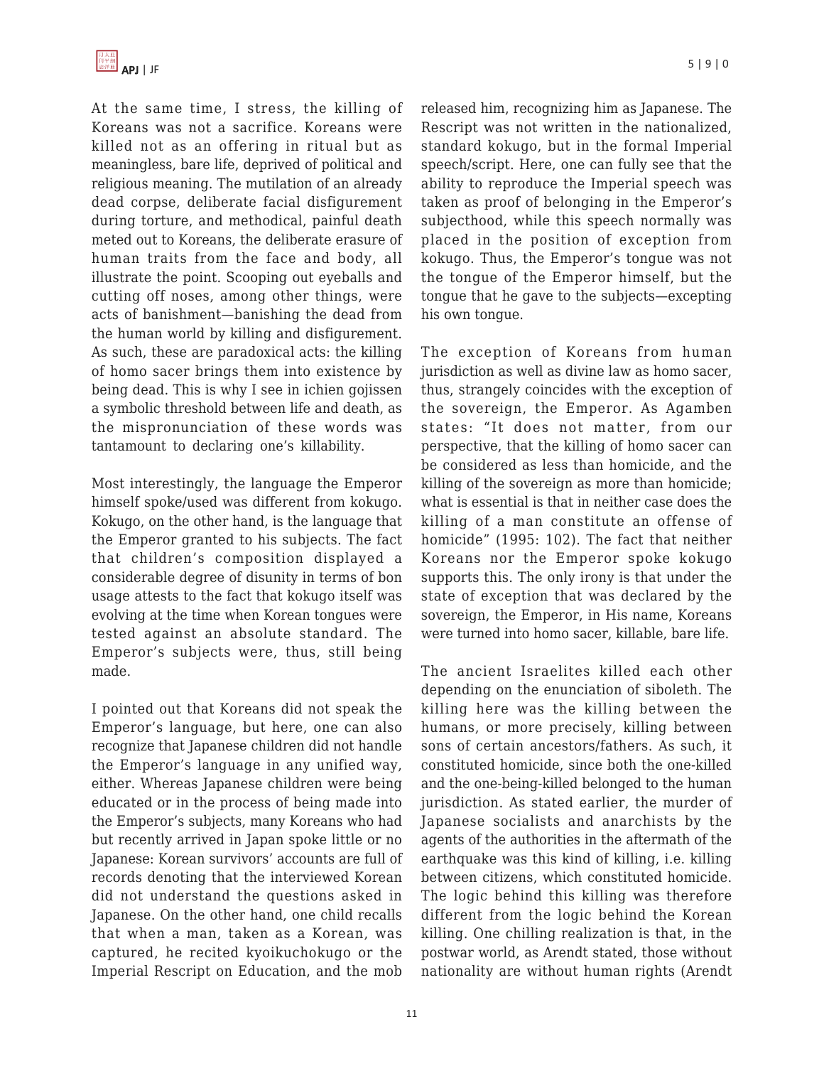At the same time, I stress, the killing of Koreans was not a sacrifice. Koreans were killed not as an offering in ritual but as meaningless, bare life, deprived of political and religious meaning. The mutilation of an already dead corpse, deliberate facial disfigurement during torture, and methodical, painful death meted out to Koreans, the deliberate erasure of human traits from the face and body, all illustrate the point. Scooping out eyeballs and cutting off noses, among other things, were acts of banishment—banishing the dead from the human world by killing and disfigurement. As such, these are paradoxical acts: the killing of homo sacer brings them into existence by being dead. This is why I see in ichien gojissen a symbolic threshold between life and death, as the mispronunciation of these words was tantamount to declaring one's killability.

Most interestingly, the language the Emperor himself spoke/used was different from kokugo. Kokugo, on the other hand, is the language that the Emperor granted to his subjects. The fact that children's composition displayed a considerable degree of disunity in terms of bon usage attests to the fact that kokugo itself was evolving at the time when Korean tongues were tested against an absolute standard. The Emperor's subjects were, thus, still being made.

I pointed out that Koreans did not speak the Emperor's language, but here, one can also recognize that Japanese children did not handle the Emperor's language in any unified way, either. Whereas Japanese children were being educated or in the process of being made into the Emperor's subjects, many Koreans who had but recently arrived in Japan spoke little or no Japanese: Korean survivors' accounts are full of records denoting that the interviewed Korean did not understand the questions asked in Japanese. On the other hand, one child recalls that when a man, taken as a Korean, was captured, he recited kyoikuchokugo or the Imperial Rescript on Education, and the mob released him, recognizing him as Japanese. The Rescript was not written in the nationalized, standard kokugo, but in the formal Imperial speech/script. Here, one can fully see that the ability to reproduce the Imperial speech was taken as proof of belonging in the Emperor's subjecthood, while this speech normally was placed in the position of exception from kokugo. Thus, the Emperor's tongue was not the tongue of the Emperor himself, but the tongue that he gave to the subjects—excepting his own tongue.

The exception of Koreans from human jurisdiction as well as divine law as homo sacer, thus, strangely coincides with the exception of the sovereign, the Emperor. As Agamben states: "It does not matter, from our perspective, that the killing of homo sacer can be considered as less than homicide, and the killing of the sovereign as more than homicide; what is essential is that in neither case does the killing of a man constitute an offense of homicide" (1995: 102). The fact that neither Koreans nor the Emperor spoke kokugo supports this. The only irony is that under the state of exception that was declared by the sovereign, the Emperor, in His name, Koreans were turned into homo sacer, killable, bare life.

The ancient Israelites killed each other depending on the enunciation of siboleth. The killing here was the killing between the humans, or more precisely, killing between sons of certain ancestors/fathers. As such, it constituted homicide, since both the one-killed and the one-being-killed belonged to the human jurisdiction. As stated earlier, the murder of Japanese socialists and anarchists by the agents of the authorities in the aftermath of the earthquake was this kind of killing, i.e. killing between citizens, which constituted homicide. The logic behind this killing was therefore different from the logic behind the Korean killing. One chilling realization is that, in the postwar world, as Arendt stated, those without nationality are without human rights (Arendt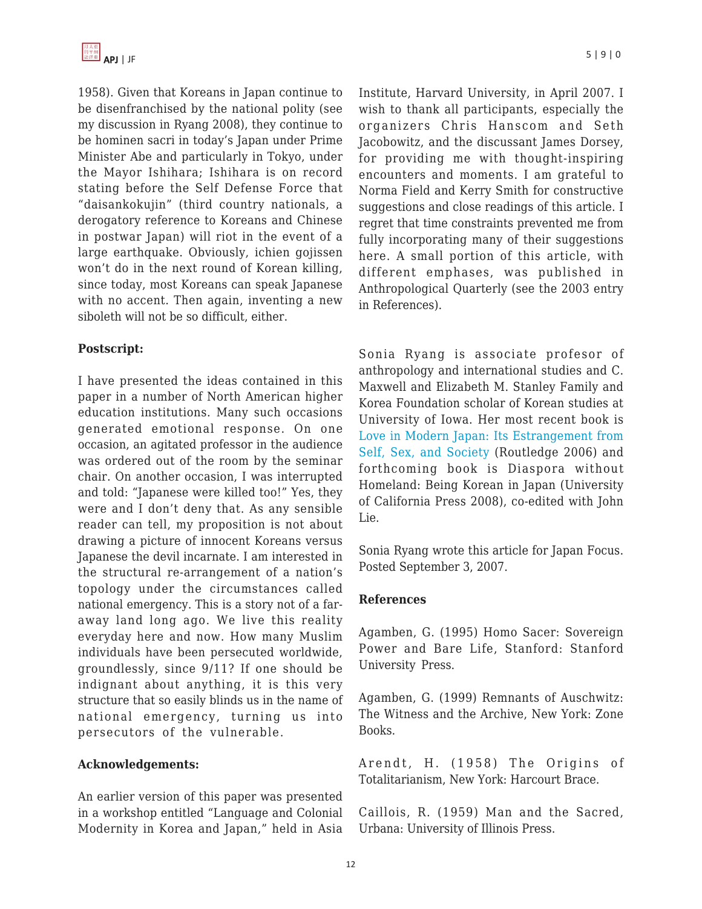1958). Given that Koreans in Japan continue to be disenfranchised by the national polity (see my discussion in Ryang 2008), they continue to be hominen sacri in today's Japan under Prime Minister Abe and particularly in Tokyo, under the Mayor Ishihara; Ishihara is on record stating before the Self Defense Force that "daisankokujin" (third country nationals, a derogatory reference to Koreans and Chinese in postwar Japan) will riot in the event of a large earthquake. Obviously, ichien gojissen won't do in the next round of Korean killing, since today, most Koreans can speak Japanese with no accent. Then again, inventing a new siboleth will not be so difficult, either.

**Postscript:**

I have presented the ideas contained in this paper in a number of North American higher education institutions. Many such occasions generated emotional response. On one occasion, an agitated professor in the audience was ordered out of the room by the seminar chair. On another occasion, I was interrupted and told: "Japanese were killed too!" Yes, they were and I don't deny that. As any sensible reader can tell, my proposition is not about drawing a picture of innocent Koreans versus Japanese the devil incarnate. I am interested in the structural re-arrangement of a nation's topology under the circumstances called national emergency. This is a story not of a far-away land long ago. We live this reality everyday here and now. How many Muslim individuals have been persecuted worldwide, groundlessly, since 9/11? If one should be indignant about anything, it is this very structure that so easily blinds us in the name of national emergency, turning us into persecutors of the vulnerable.

**Acknowledgements:**

An earlier version of this paper was presented in a workshop entitled "Language and Colonial Modernity in Korea and Japan," held in Asia Institute, Harvard University, in April 2007. I wish to thank all participants, especially the organizers Chris Hanscom and Seth Jacobowitz, and the discussant James Dorsey, for providing me with thought-inspiring encounters and moments. I am grateful to Norma Field and Kerry Smith for constructive suggestions and close readings of this article. I regret that time constraints prevented me from fully incorporating many of their suggestions here. A small portion of this article, with different emphases, was published in Anthropological Quarterly (see the 2003 entry in References).

Sonia Ryang is associate profesor of anthropology and international studies and C. Maxwell and Elizabeth M. Stanley Family and Korea Foundation scholar of Korean studies at University of Iowa. Her most recent book is Love in Modern Japan: Its Estrangement from Self, Sex, and Society (Routledge 2006) and forthcoming book is Diaspora without Homeland: Being Korean in Japan (University of California Press 2008), co-edited with John Lie.

Sonia Ryang wrote this article for Japan Focus. Posted September 3, 2007.

**References**

Agamben, G. (1995) Homo Sacer: Sovereign Power and Bare Life, Stanford: Stanford University Press.

Agamben, G. (1999) Remnants of Auschwitz: The Witness and the Archive, New York: Zone Books.

Arendt, H. (1958) The Origins of Totalitarianism, New York: Harcourt Brace.

Caillois, R. (1959) Man and the Sacred, Urbana: University of Illinois Press.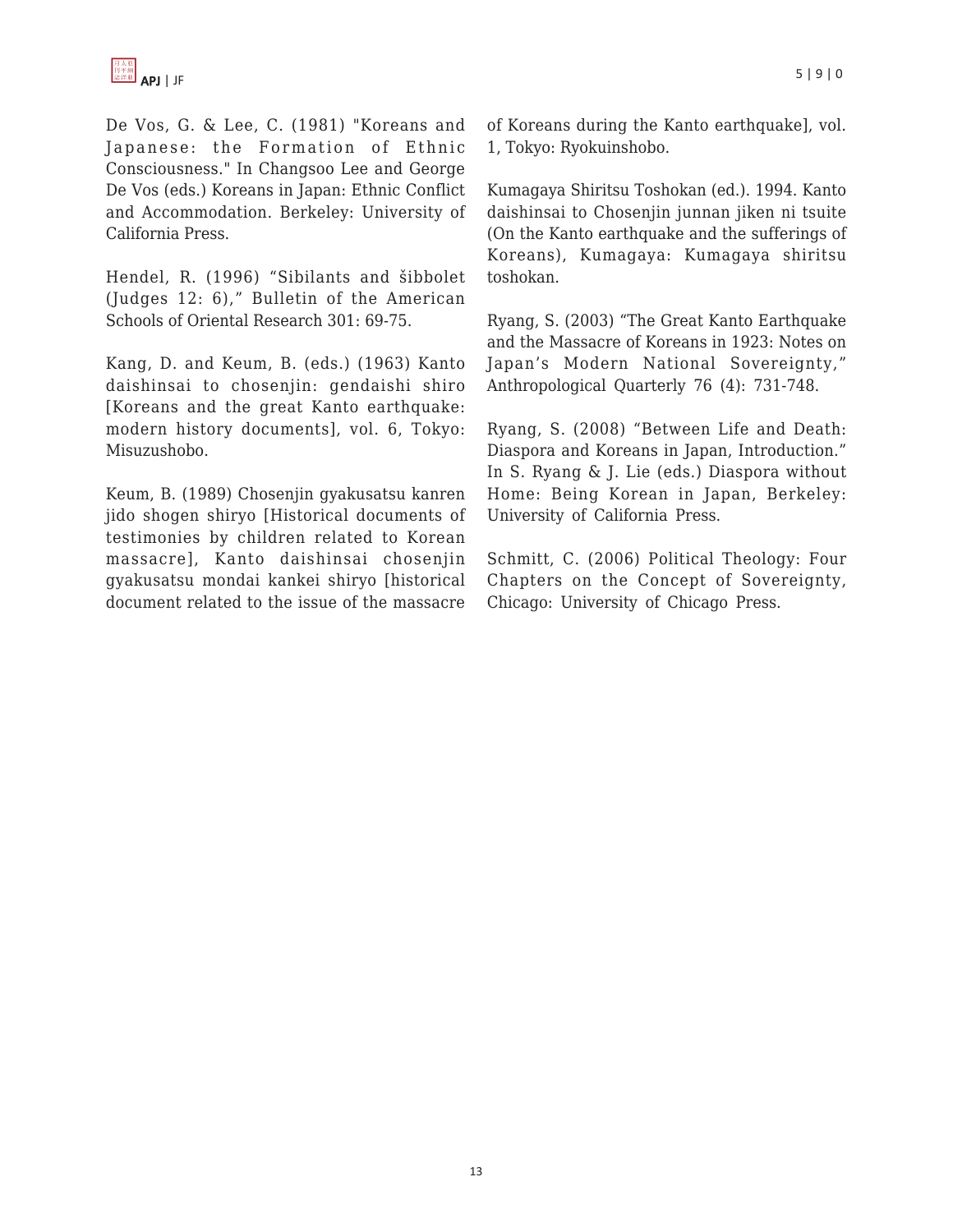De Vos, G. & Lee, C. (1981) "Koreans and Japanese: the Formation of Ethnic Consciousness." In Changsoo Lee and George De Vos (eds.) Koreans in Japan: Ethnic Conflict and Accommodation. Berkeley: University of California Press.

Hendel, R. (1996) "Sibilants and šibbolet (Judges 12: 6)," Bulletin of the American Schools of Oriental Research 301: 69-75.

Kang, D. and Keum, B. (eds.) (1963) Kanto daishinsai to chosenjin: gendaishi shiro [Koreans and the great Kanto earthquake: modern history documents], vol. 6, Tokyo: Misuzushobo.

Keum, B. (1989) Chosenjin gyakusatsu kanren jido shogen shiryo [Historical documents of testimonies by children related to Korean massacre], Kanto daishinsai chosenjin gyakusatsu mondai kankei shiryo [historical document related to the issue of the massacre of Koreans during the Kanto earthquake], vol. 1, Tokyo: Ryokuinshobo.

Kumagaya Shiritsu Toshokan (ed.). 1994. Kanto daishinsai to Chosenjin junnan jiken ni tsuite (On the Kanto earthquake and the sufferings of Koreans), Kumagaya: Kumagaya shiritsu toshokan.

Ryang, S. (2003) "The Great Kanto Earthquake and the Massacre of Koreans in 1923: Notes on Japan's Modern National Sovereignty," Anthropological Quarterly 76 (4): 731-748.

Ryang, S. (2008) "Between Life and Death: Diaspora and Koreans in Japan, Introduction." In S. Ryang & J. Lie (eds.) Diaspora without Home: Being Korean in Japan, Berkeley: University of California Press.

Schmitt, C. (2006) Political Theology: Four Chapters on the Concept of Sovereignty, Chicago: University of Chicago Press.